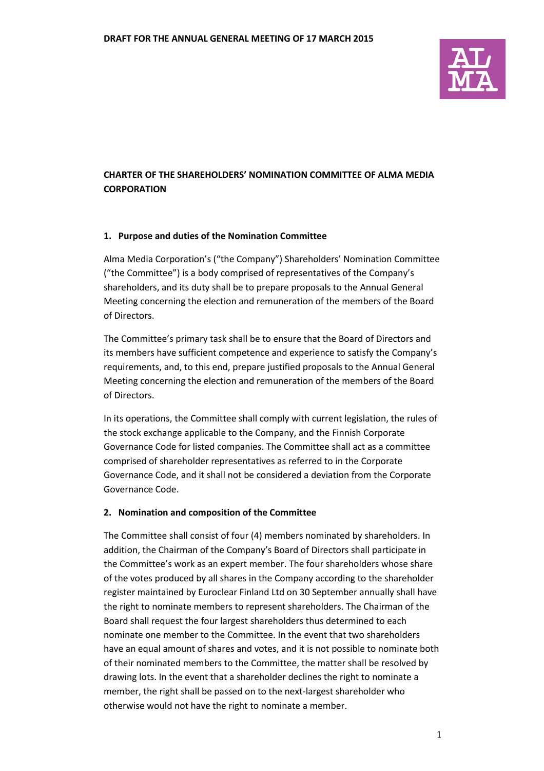**DRAFT FOR THE ANNUAL GENERAL MEETING OF 17 MARCH 2015**

# CHARTER OF THE SHAREHOLDERS' NOMINATION COMMITTEE OF ALMA MEDIA CORPORATION

## 1. Purpose and duties of the Nomination Committee

Alma Media Corporation's ("the Company") Shareholders' Nomination Committee ("the Committee") is a body comprised of representatives of the Company's shareholders, and its duty shall be to prepare proposals to the Annual General Meeting concerning the election and remuneration of the members of the Board of Directors.

The Committee's primary task shall be to ensure that the Board of Directors and its members have sufficient competence and experience to satisfy the Company's requirements, and, to this end, prepare justified proposals to the Annual General Meeting concerning the election and remuneration of the members of the Board of Directors.

In its operations, the Committee shall comply with current legislation, the rules of the stock exchange applicable to the Company, and the Finnish Corporate Governance Code for listed companies. The Committee shall act as a committee comprised of shareholder representatives as referred to in the Corporate Governance Code, and it shall not be considered a deviation from the Corporate Governance Code.

## 2. Nomination and composition of the Committee

The Committee shall consist of four (4) members nominated by shareholders. In addition, the Chairman of the Company's Board of Directors shall participate in the Committee's work as an expert member. The four shareholders whose share of the votes produced by all shares in the Company according to the shareholder register maintained by Euroclear Finland Ltd on 30 September annually shall have the right to nominate members to represent shareholders. The Chairman of the Board shall request the four largest shareholders thus determined to each nominate one member to the Committee. In the event that two shareholders have an equal amount of shares and votes, and it is not possible to nominate both of their nominated members to the Committee, the matter shall be resolved by drawing lots. In the event that a shareholder declines the right to nominate a member, the right shall be passed on to the next-largest shareholder who otherwise would not have the right to nominate a member.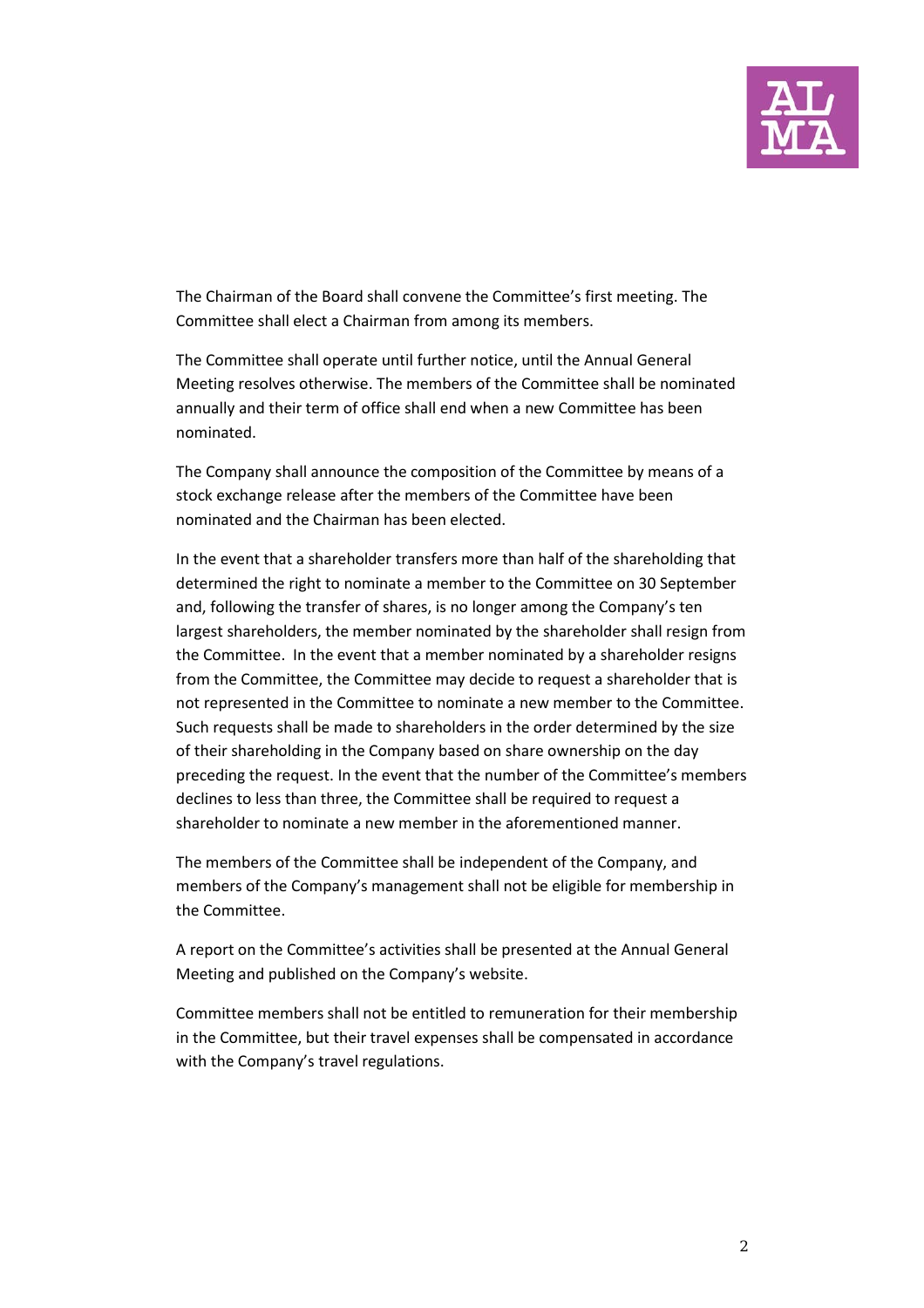The Chairman of the Board shall convene the Committee's first meeting. The Committee shall elect a Chairman from among its members.

The Committee shall operate until further notice, until the Annual General Meeting resolves otherwise. The members of the Committee shall be nominated annually and their term of office shall end when a new Committee has been nominated.

The Company shall announce the composition of the Committee by means of a stock exchange release after the members of the Committee have been nominated and the Chairman has been elected.

In the event that a shareholder transfers more than half of the shareholding that determined the right to nominate a member to the Committee on 30 September and, following the transfer of shares, is no longer among the Company's ten largest shareholders, the member nominated by the shareholder shall resign from the Committee. In the event that a member nominated by a shareholder resigns from the Committee, the Committee may decide to request a shareholder that is not represented in the Committee to nominate a new member to the Committee. Such requests shall be made to shareholders in the order determined by the size of their shareholding in the Company based on share ownership on the day preceding the request. In the event that the number of the Committee's members declines to less than three, the Committee shall be required to request a shareholder to nominate a new member in the aforementioned manner.

The members of the Committee shall be independent of the Company, and members of the Company's management shall not be eligible for membership in the Committee.

A report on the Committee's activities shall be presented at the Annual General Meeting and published on the Company's website.

Committee members shall not be entitled to remuneration for their membership in the Committee, but their travel expenses shall be compensated in accordance with the Company's travel regulations.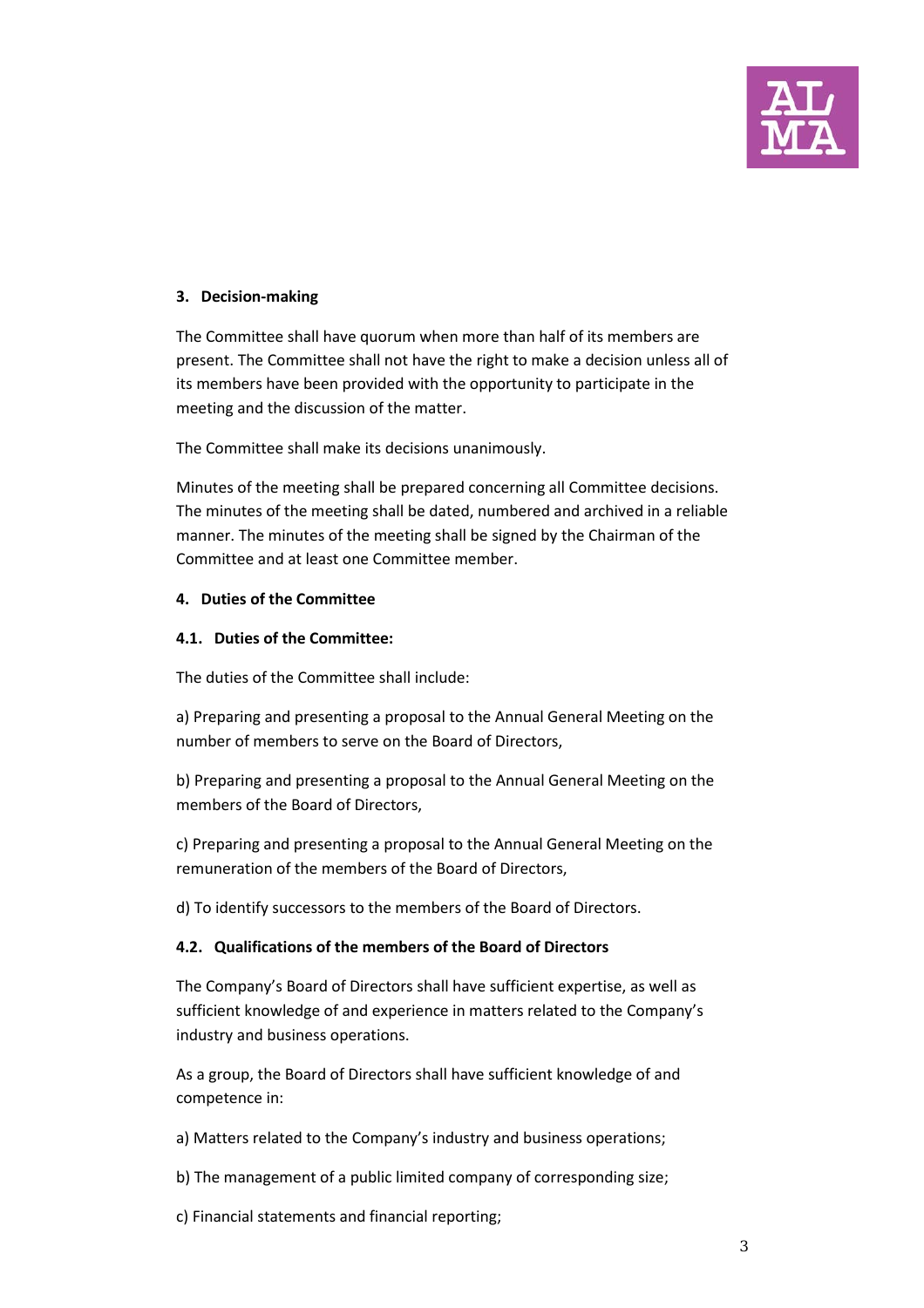## 3. Decision-making

The Committee shall have quorum when more than half of its members are present. The Committee shall not have the right to make a decision unless all of its members have been provided with the opportunity to participate in the meeting and the discussion of the matter.

The Committee shall make its decisions unanimously.

Minutes of the meeting shall be prepared concerning all Committee decisions. The minutes of the meeting shall be dated, numbered and archived in a reliable manner. The minutes of the meeting shall be signed by the Chairman of the Committee and at least one Committee member.

## 4. Duties of the Committee

### 4.1. Duties of the Committee:

The duties of the Committee shall include:

a) Preparing and presenting a proposal to the Annual General Meeting on the number of members to serve on the Board of Directors,

b) Preparing and presenting a proposal to the Annual General Meeting on the members of the Board of Directors,

c) Preparing and presenting a proposal to the Annual General Meeting on the remuneration of the members of the Board of Directors,

d) To identify successors to the members of the Board of Directors.

### 4.2. Qualifications of the members of the Board of Directors

The Company's Board of Directors shall have sufficient expertise, as well as sufficient knowledge of and experience in matters related to the Company's industry and business operations.

As a group, the Board of Directors shall have sufficient knowledge of and competence in:

a) Matters related to the Company's industry and business operations;

b) The management of a public limited company of corresponding size;

c) Financial statements and financial reporting;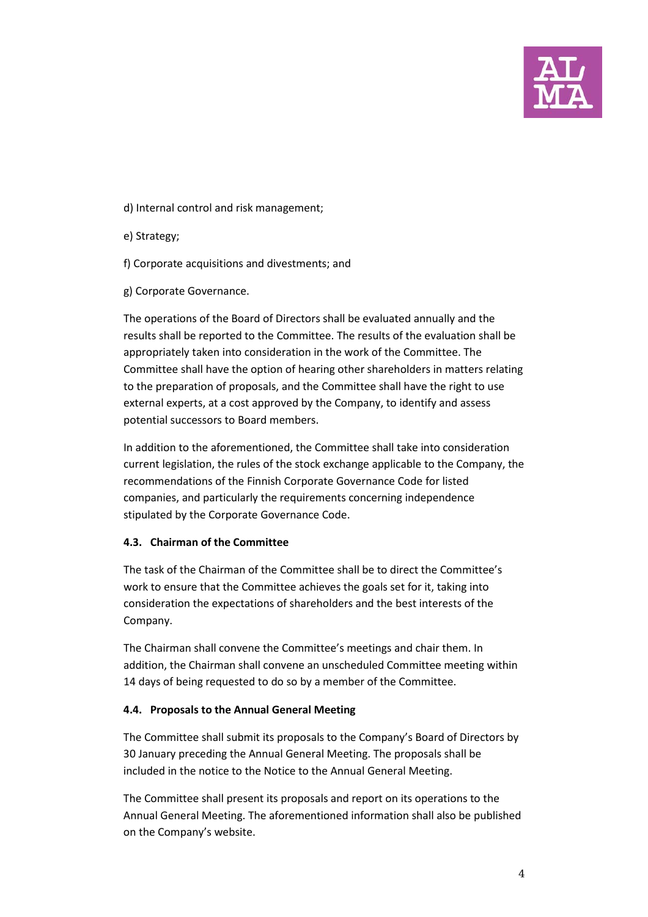d) Internal control and risk management;

e) Strategy;

f) Corporate acquisitions and divestments; and

g) Corporate Governance.

The operations of the Board of Directors shall be evaluated annually and the results shall be reported to the Committee. The results of the evaluation shall be appropriately taken into consideration in the work of the Committee. The Committee shall have the option of hearing other shareholders in matters relating to the preparation of proposals, and the Committee shall have the right to use external experts, at a cost approved by the Company, to identify and assess potential successors to Board members.

In addition to the aforementioned, the Committee shall take into consideration current legislation, the rules of the stock exchange applicable to the Company, the recommendations of the Finnish Corporate Governance Code for listed companies, and particularly the requirements concerning independence stipulated by the Corporate Governance Code.

### 4.3. Chairman of the Committee

The task of the Chairman of the Committee shall be to direct the Committee's work to ensure that the Committee achieves the goals set for it, taking into consideration the expectations of shareholders and the best interests of the Company.

The Chairman shall convene the Committee's meetings and chair them. In addition, the Chairman shall convene an unscheduled Committee meeting within 14 days of being requested to do so by a member of the Committee.

### 4.4. Proposals to the Annual General Meeting

The Committee shall submit its proposals to the Company's Board of Directors by 30 January preceding the Annual General Meeting. The proposals shall be included in the notice to the Notice to the Annual General Meeting.

The Committee shall present its proposals and report on its operations to the Annual General Meeting. The aforementioned information shall also be published on the Company's website.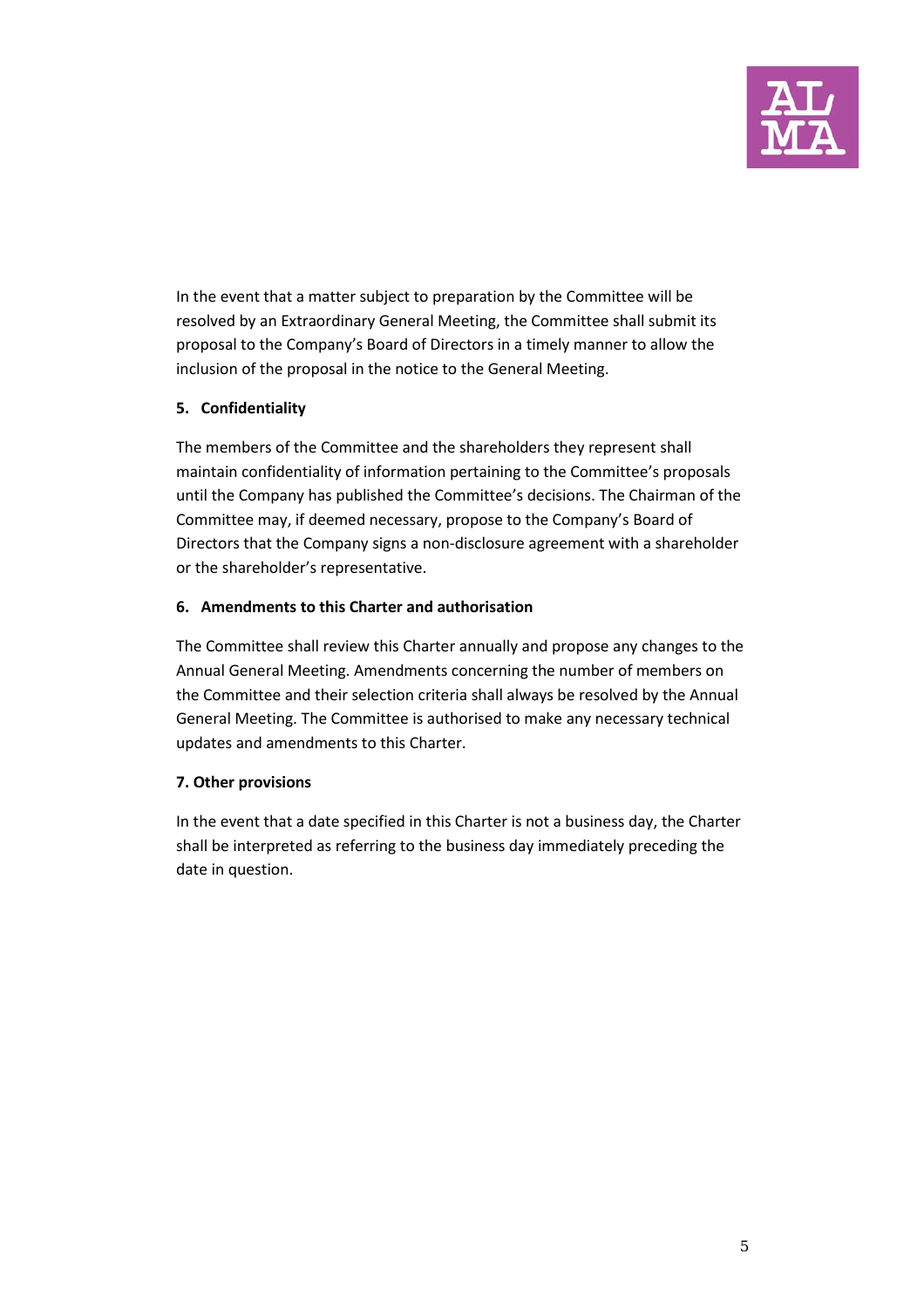In the event that a matter subject to preparation by the Committee will be resolved by an Extraordinary General Meeting, the Committee shall submit its proposal to the Company's Board of Directors in a timely manner to allow the inclusion of the proposal in the notice to the General Meeting.

**5. Confidentiality**

The members of the Committee and the shareholders they represent shall maintain confidentiality of information pertaining to the Committee's proposals until the Company has published the Committee's decisions. The Chairman of the Committee may, if deemed necessary, propose to the Company's Board of Directors that the Company signs a non-disclosure agreement with a shareholder or the shareholder's representative.

**6. Amendments to this Charter and authorisation**

The Committee shall review this Charter annually and propose any changes to the Annual General Meeting. Amendments concerning the number of members on the Committee and their selection criteria shall always be resolved by the Annual General Meeting. The Committee is authorised to make any necessary technical updates and amendments to this Charter.

**7. Other provisions**

In the event that a date specified in this Charter is not a business day, the Charter shall be interpreted as referring to the business day immediately preceding the date in question.